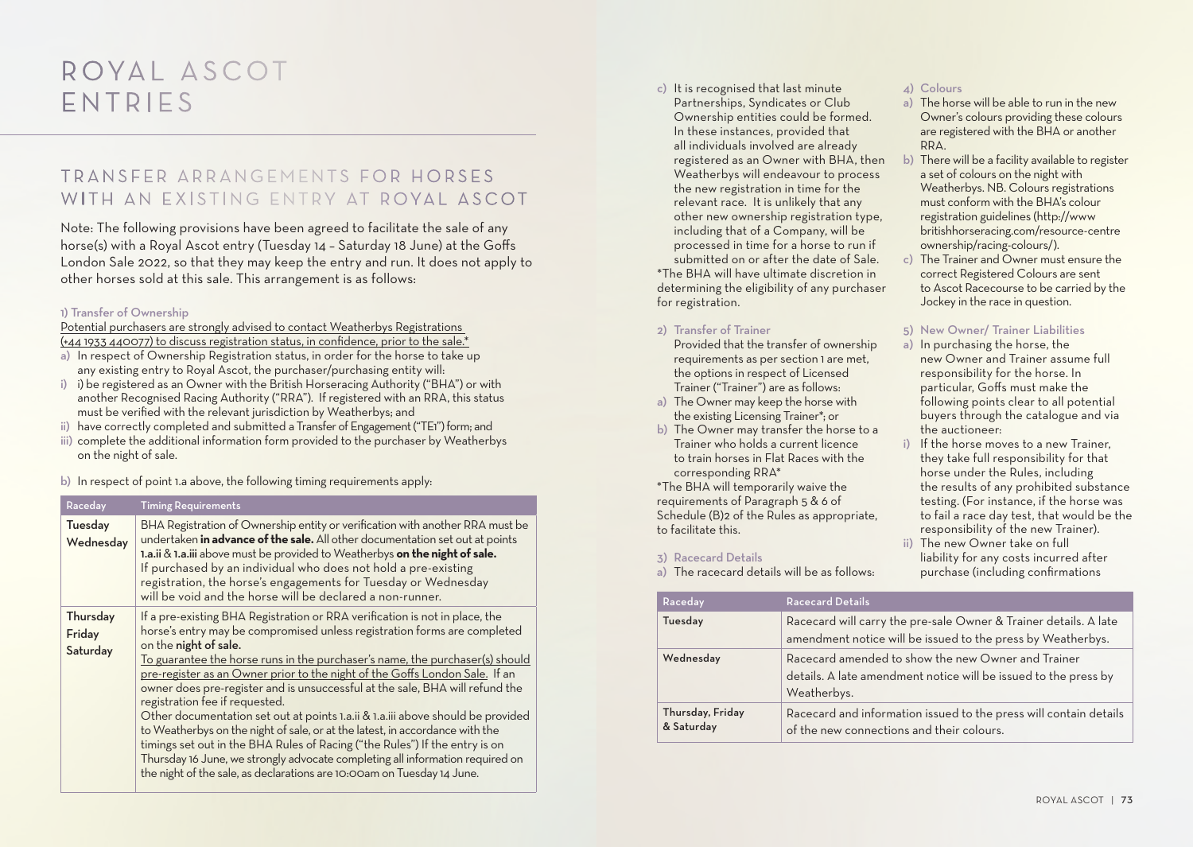# ROYAL ASCOT ENTRIES

## TRANSFER ARRANGEMENTS FOR HORSES WITH AN EXISTING ENTRY AT ROYAL ASCOT

Note: The following provisions have been agreed to facilitate the sale of any horse(s) with a Royal Ascot entry (Tuesday 14 – Saturday 18 June) at the Goffs London Sale 2022, so that they may keep the entry and run. It does not apply to other horses sold at this sale. This arrangement is as follows:

### 1) Transfer of Ownership

Potential purchasers are strongly advised to contact Weatherbys Registrations (+44 1933 440077) to discuss registration status, in confidence, prior to the sale.*

a) In respect of Ownership Registration status, in order for the horse to take up any existing entry to Royal Ascot, the purchaser/purchasing entity will:

i) i) be registered as an Owner with the British Horseracing Authority ("BHA") or with another Recognised Racing Authority ("RRA"). If registered with an RRA, this status must be verified with the relevant jurisdiction by Weatherbys; and

ii) have correctly completed and submitted a Transfer of Engagement ("TE1") form; and

iii) complete the additional information form provided to the purchaser by Weatherbys on the night of sale.

b) In respect of point 1.a above, the following timing requirements apply:

| Raceday | Timing Requirements |
| --- | --- |
| Tuesday<br>Wednesday | BHA Registration of Ownership entity or verification with another RRA must be undertaken **in advance of the sale.** All other documentation set out at points **1.a.ii** & **1.a.iii** above must be provided to Weatherbys **on the night of sale.**<br>If purchased by an individual who does not hold a pre-existing registration, the horse's engagements for Tuesday or Wednesday will be void and the horse will be declared a non-runner. |
| Thursday<br>Friday<br>Saturday | If a pre-existing BHA Registration or RRA verification is not in place, the horse's entry may be compromised unless registration forms are completed on the **night of sale.**<br>To guarantee the horse runs in the purchaser's name, the purchaser(s) should pre-register as an Owner prior to the night of the Goffs London Sale. If an owner does pre-register and is unsuccessful at the sale, BHA will refund the registration fee if requested.<br>Other documentation set out at points 1.a.ii & 1.a.iii above should be provided to Weatherbys on the night of sale, or at the latest, in accordance with the timings set out in the BHA Rules of Racing ("the Rules") If the entry is on Thursday 16 June, we strongly advocate completing all information required on the night of the sale, as declarations are 10:00am on Tuesday 14 June. |

c) It is recognised that last minute Partnerships, Syndicates or Club Ownership entities could be formed. In these instances, provided that all individuals involved are already registered as an Owner with BHA, then Weatherbys will endeavour to process the new registration in time for the relevant race. It is unlikely that any other new ownership registration type, including that of a Company, will be processed in time for a horse to run if submitted on or after the date of Sale.

*The BHA will have ultimate discretion in determining the eligibility of any purchaser for registration.

### 2) Transfer of Trainer

Provided that the transfer of ownership requirements as per section 1 are met, the options in respect of Licensed Trainer ("Trainer") are as follows:

a) The Owner may keep the horse with the existing Licensing Trainer*; or

b) The Owner may transfer the horse to a Trainer who holds a current licence to train horses in Flat Races with the corresponding RRA*

*The BHA will temporarily waive the requirements of Paragraph 5 & 6 of Schedule (B)2 of the Rules as appropriate, to facilitate this.

### 3) Racecard Details

a) The racecard details will be as follows:

| Raceday | Racecard Details |
| --- | --- |
| Tuesday | Racecard will carry the pre-sale Owner & Trainer details. A late amendment notice will be issued to the press by Weatherbys. |
| Wednesday | Racecard amended to show the new Owner and Trainer details. A late amendment notice will be issued to the press by Weatherbys. |
| Thursday, Friday & Saturday | Racecard and information issued to the press will contain details of the new connections and their colours. |

### 4) Colours

a) The horse will be able to run in the new Owner's colours providing these colours are registered with the BHA or another RRA.

b) There will be a facility available to register a set of colours on the night with Weatherbys. NB. Colours registrations must conform with the BHA's colour registration guidelines (http://www britishhorseracing.com/resource-centre ownership/racing-colours/).

c) The Trainer and Owner must ensure the correct Registered Colours are sent to Ascot Racecourse to be carried by the Jockey in the race in question.

### 5) New Owner/ Trainer Liabilities

a) In purchasing the horse, the new Owner and Trainer assume full responsibility for the horse. In particular, Goffs must make the following points clear to all potential buyers through the catalogue and via the auctioneer:

i) If the horse moves to a new Trainer, they take full responsibility for that horse under the Rules, including the results of any prohibited substance testing. (For instance, if the horse was to fail a race day test, that would be the responsibility of the new Trainer).

ii) The new Owner take on full liability for any costs incurred after purchase (including confirmations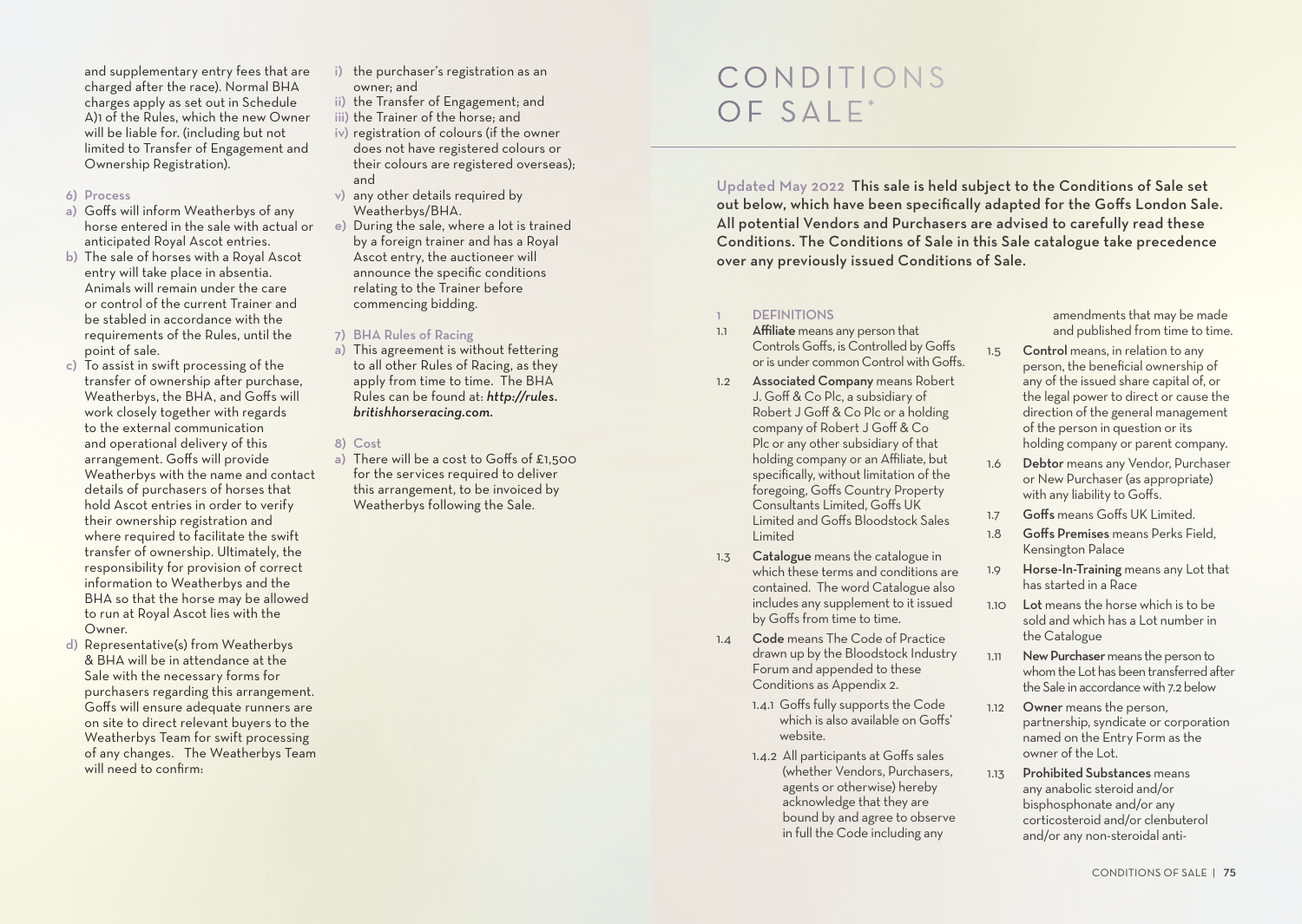and supplementary entry fees that are charged after the race). Normal BHA charges apply as set out in Schedule A)1 of the Rules, which the new Owner will be liable for. (including but not limited to Transfer of Engagement and Ownership Registration).

6) Process

a) Goffs will inform Weatherbys of any horse entered in the sale with actual or anticipated Royal Ascot entries.

b) The sale of horses with a Royal Ascot entry will take place in absentia. Animals will remain under the care or control of the current Trainer and be stabled in accordance with the requirements of the Rules, until the point of sale.

c) To assist in swift processing of the transfer of ownership after purchase, Weatherbys, the BHA, and Goffs will work closely together with regards to the external communication and operational delivery of this arrangement. Goffs will provide Weatherbys with the name and contact details of purchasers of horses that hold Ascot entries in order to verify their ownership registration and where required to facilitate the swift transfer of ownership. Ultimately, the responsibility for provision of correct information to Weatherbys and the BHA so that the horse may be allowed to run at Royal Ascot lies with the Owner.

d) Representative(s) from Weatherbys & BHA will be in attendance at the Sale with the necessary forms for purchasers regarding this arrangement. Goffs will ensure adequate runners are on site to direct relevant buyers to the Weatherbys Team for swift processing of any changes. The Weatherbys Team will need to confirm:

i) the purchaser's registration as an owner; and
ii) the Transfer of Engagement; and
iii) the Trainer of the horse; and
iv) registration of colours (if the owner does not have registered colours or their colours are registered overseas); and
v) any other details required by Weatherbys/BHA.

e) During the sale, where a lot is trained by a foreign trainer and has a Royal Ascot entry, the auctioneer will announce the specific conditions relating to the Trainer before commencing bidding.

7) BHA Rules of Racing

a) This agreement is without fettering to all other Rules of Racing, as they apply from time to time. The BHA Rules can be found at: ***http://rules.britishhorseracing.com.***

8) Cost

a) There will be a cost to Goffs of £1,500 for the services required to deliver this arrangement, to be invoiced by Weatherbys following the Sale.

# CONDITIONS OF SALE*

Updated May 2022 **This sale is held subject to the Conditions of Sale set out below, which have been specifically adapted for the Goffs London Sale. All potential Vendors and Purchasers are advised to carefully read these Conditions. The Conditions of Sale in this Sale catalogue take precedence over any previously issued Conditions of Sale.**

1 DEFINITIONS

1.1 **Affiliate** means any person that Controls Goffs, is Controlled by Goffs or is under common Control with Goffs.

1.2 **Associated Company** means Robert J. Goff & Co Plc, a subsidiary of Robert J Goff & Co Plc or a holding company of Robert J Goff & Co Plc or any other subsidiary of that holding company or an Affiliate, but specifically, without limitation of the foregoing, Goffs Country Property Consultants Limited, Goffs UK Limited and Goffs Bloodstock Sales Limited

1.3 **Catalogue** means the catalogue in which these terms and conditions are contained. The word Catalogue also includes any supplement to it issued by Goffs from time to time.

1.4 **Code** means The Code of Practice drawn up by the Bloodstock Industry Forum and appended to these Conditions as Appendix 2.

1.4.1 Goffs fully supports the Code which is also available on Goffs' website.

1.4.2 All participants at Goffs sales (whether Vendors, Purchasers, agents or otherwise) hereby acknowledge that they are bound by and agree to observe in full the Code including any amendments that may be made and published from time to time.

1.5 **Control** means, in relation to any person, the beneficial ownership of any of the issued share capital of, or the legal power to direct or cause the direction of the general management of the person in question or its holding company or parent company.

1.6 **Debtor** means any Vendor, Purchaser or New Purchaser (as appropriate) with any liability to Goffs.

1.7 **Goffs** means Goffs UK Limited.

1.8 **Goffs Premises** means Perks Field, Kensington Palace

1.9 **Horse-In-Training** means any Lot that has started in a Race

1.10 **Lot** means the horse which is to be sold and which has a Lot number in the Catalogue

1.11 **New Purchaser** means the person to whom the Lot has been transferred after the Sale in accordance with 7.2 below

1.12 **Owner** means the person, partnership, syndicate or corporation named on the Entry Form as the owner of the Lot.

1.13 **Prohibited Substances** means any anabolic steroid and/or bisphosphonate and/or any corticosteroid and/or clenbuterol and/or any non-steroidal anti-